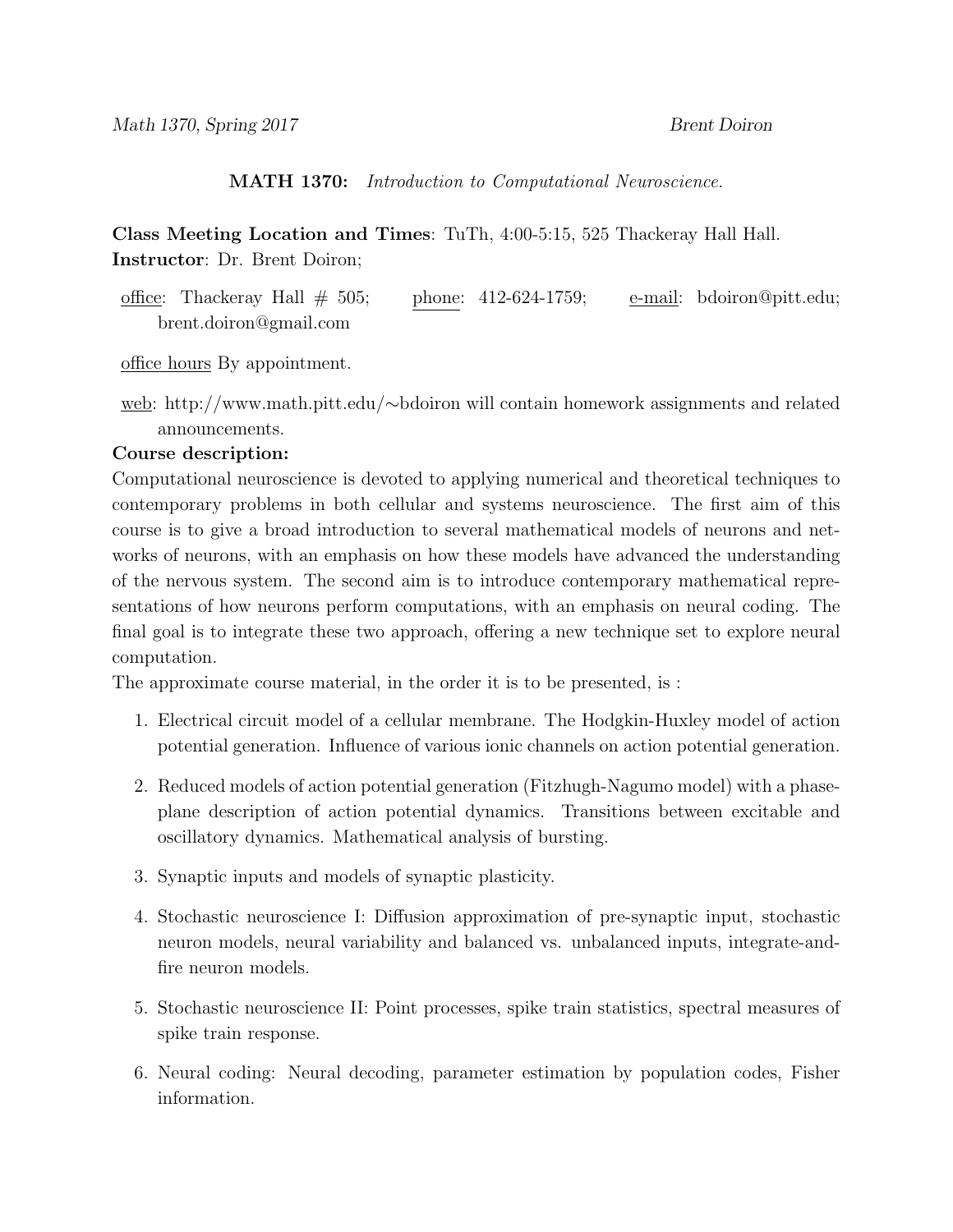*Math 1370, Spring 2017* *Brent Doiron*

**MATH 1370:** *Introduction to Computational Neuroscience.*

**Class Meeting Location and Times**: TuTh, 4:00-5:15, 525 Thackeray Hall Hall.
**Instructor**: Dr. Brent Doiron;

office: Thackeray Hall # 505; phone: 412-624-1759; e-mail: bdoiron@pitt.edu; brent.doiron@gmail.com

office hours By appointment.

web: http://www.math.pitt.edu/∼bdoiron will contain homework assignments and related announcements.

**Course description:**

Computational neuroscience is devoted to applying numerical and theoretical techniques to contemporary problems in both cellular and systems neuroscience. The first aim of this course is to give a broad introduction to several mathematical models of neurons and networks of neurons, with an emphasis on how these models have advanced the understanding of the nervous system. The second aim is to introduce contemporary mathematical representations of how neurons perform computations, with an emphasis on neural coding. The final goal is to integrate these two approach, offering a new technique set to explore neural computation.

The approximate course material, in the order it is to be presented, is :

1. Electrical circuit model of a cellular membrane. The Hodgkin-Huxley model of action potential generation. Influence of various ionic channels on action potential generation.
2. Reduced models of action potential generation (Fitzhugh-Nagumo model) with a phase-plane description of action potential dynamics. Transitions between excitable and oscillatory dynamics. Mathematical analysis of bursting.
3. Synaptic inputs and models of synaptic plasticity.
4. Stochastic neuroscience I: Diffusion approximation of pre-synaptic input, stochastic neuron models, neural variability and balanced vs. unbalanced inputs, integrate-and-fire neuron models.
5. Stochastic neuroscience II: Point processes, spike train statistics, spectral measures of spike train response.
6. Neural coding: Neural decoding, parameter estimation by population codes, Fisher information.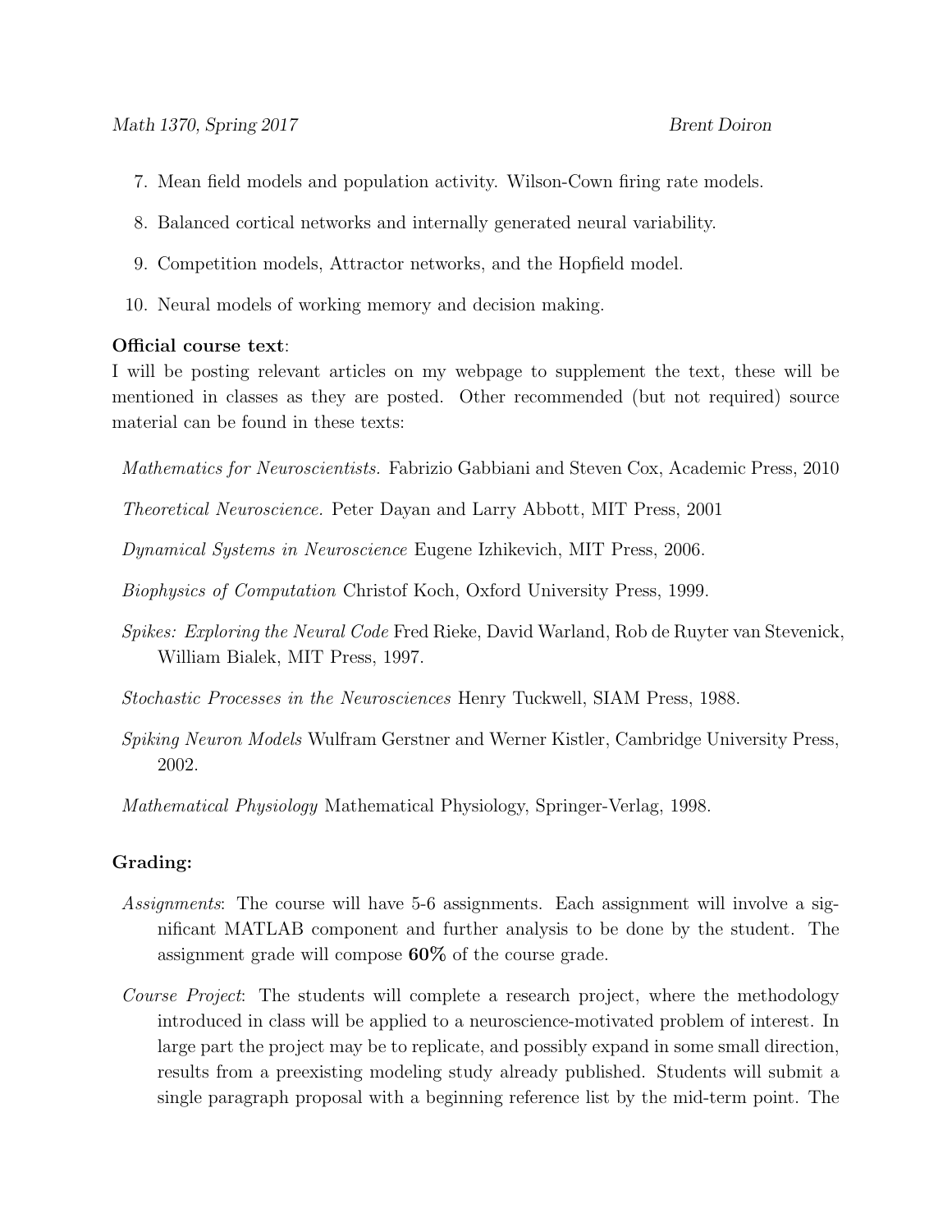7. Mean field models and population activity. Wilson-Cown firing rate models.
8. Balanced cortical networks and internally generated neural variability.
9. Competition models, Attractor networks, and the Hopfield model.
10. Neural models of working memory and decision making.

**Official course text**:
I will be posting relevant articles on my webpage to supplement the text, these will be mentioned in classes as they are posted. Other recommended (but not required) source material can be found in these texts:

*Mathematics for Neuroscientists.* Fabrizio Gabbiani and Steven Cox, Academic Press, 2010

*Theoretical Neuroscience.* Peter Dayan and Larry Abbott, MIT Press, 2001

*Dynamical Systems in Neuroscience* Eugene Izhikevich, MIT Press, 2006.

*Biophysics of Computation* Christof Koch, Oxford University Press, 1999.

*Spikes: Exploring the Neural Code* Fred Rieke, David Warland, Rob de Ruyter van Stevenick, William Bialek, MIT Press, 1997.

*Stochastic Processes in the Neurosciences* Henry Tuckwell, SIAM Press, 1988.

*Spiking Neuron Models* Wulfram Gerstner and Werner Kistler, Cambridge University Press, 2002.

*Mathematical Physiology* Mathematical Physiology, Springer-Verlag, 1998.

**Grading:**

*Assignments*: The course will have 5-6 assignments. Each assignment will involve a significant MATLAB component and further analysis to be done by the student. The assignment grade will compose **60%** of the course grade.

*Course Project*: The students will complete a research project, where the methodology introduced in class will be applied to a neuroscience-motivated problem of interest. In large part the project may be to replicate, and possibly expand in some small direction, results from a preexisting modeling study already published. Students will submit a single paragraph proposal with a beginning reference list by the mid-term point. The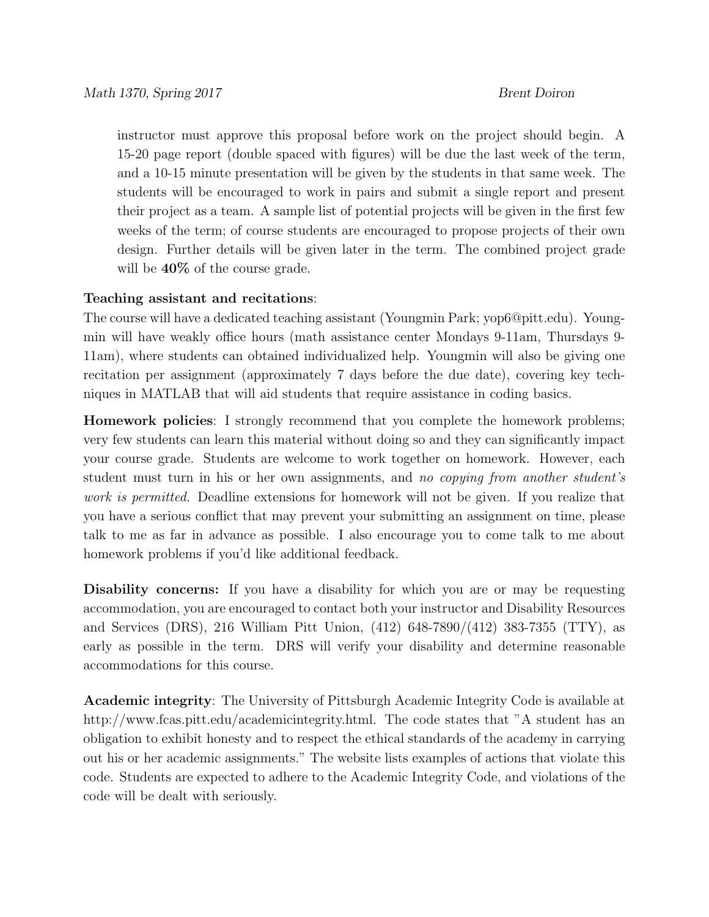instructor must approve this proposal before work on the project should begin. A 15-20 page report (double spaced with figures) will be due the last week of the term, and a 10-15 minute presentation will be given by the students in that same week. The students will be encouraged to work in pairs and submit a single report and present their project as a team. A sample list of potential projects will be given in the first few weeks of the term; of course students are encouraged to propose projects of their own design. Further details will be given later in the term. The combined project grade will be **40%** of the course grade.

**Teaching assistant and recitations**:
The course will have a dedicated teaching assistant (Youngmin Park; yop6@pitt.edu). Youngmin will have weakly office hours (math assistance center Mondays 9-11am, Thursdays 9-11am), where students can obtained individualized help. Youngmin will also be giving one recitation per assignment (approximately 7 days before the due date), covering key techniques in MATLAB that will aid students that require assistance in coding basics.

**Homework policies**: I strongly recommend that you complete the homework problems; very few students can learn this material without doing so and they can significantly impact your course grade. Students are welcome to work together on homework. However, each student must turn in his or her own assignments, and *no copying from another student's work is permitted.* Deadline extensions for homework will not be given. If you realize that you have a serious conflict that may prevent your submitting an assignment on time, please talk to me as far in advance as possible. I also encourage you to come talk to me about homework problems if you'd like additional feedback.

**Disability concerns:** If you have a disability for which you are or may be requesting accommodation, you are encouraged to contact both your instructor and Disability Resources and Services (DRS), 216 William Pitt Union, (412) 648-7890/(412) 383-7355 (TTY), as early as possible in the term. DRS will verify your disability and determine reasonable accommodations for this course.

**Academic integrity**: The University of Pittsburgh Academic Integrity Code is available at http://www.fcas.pitt.edu/academicintegrity.html. The code states that "A student has an obligation to exhibit honesty and to respect the ethical standards of the academy in carrying out his or her academic assignments." The website lists examples of actions that violate this code. Students are expected to adhere to the Academic Integrity Code, and violations of the code will be dealt with seriously.